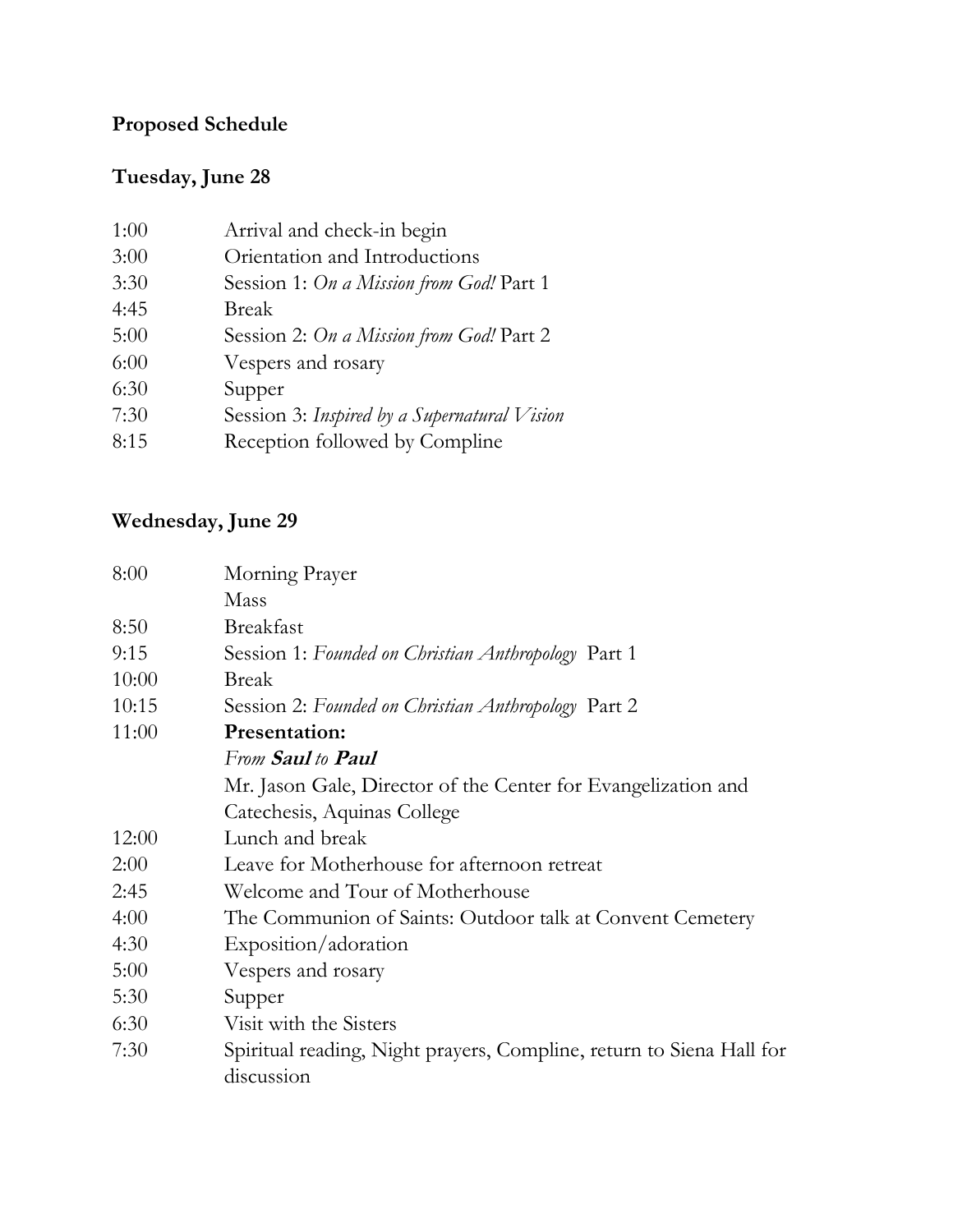**Proposed Schedule**

**Tuesday, June 28**

| | |
|---|---|
| 1:00 | Arrival and check-in begin |
| 3:00 | Orientation and Introductions |
| 3:30 | Session 1: *On a Mission from God!* Part 1 |
| 4:45 | Break |
| 5:00 | Session 2: *On a Mission from God!* Part 2 |
| 6:00 | Vespers and rosary |
| 6:30 | Supper |
| 7:30 | Session 3: *Inspired by a Supernatural Vision* |
| 8:15 | Reception followed by Compline |

**Wednesday, June 29**

| | |
|---|---|
| 8:00 | Morning Prayer |
| | Mass |
| 8:50 | Breakfast |
| 9:15 | Session 1: *Founded on Christian Anthropology* Part 1 |
| 10:00 | Break |
| 10:15 | Session 2: *Founded on Christian Anthropology* Part 2 |
| 11:00 | **Presentation:** |
| | *From **Saul** to **Paul*** |
| | Mr. Jason Gale, Director of the Center for Evangelization and Catechesis, Aquinas College |
| 12:00 | Lunch and break |
| 2:00 | Leave for Motherhouse for afternoon retreat |
| 2:45 | Welcome and Tour of Motherhouse |
| 4:00 | The Communion of Saints: Outdoor talk at Convent Cemetery |
| 4:30 | Exposition/adoration |
| 5:00 | Vespers and rosary |
| 5:30 | Supper |
| 6:30 | Visit with the Sisters |
| 7:30 | Spiritual reading, Night prayers, Compline, return to Siena Hall for discussion |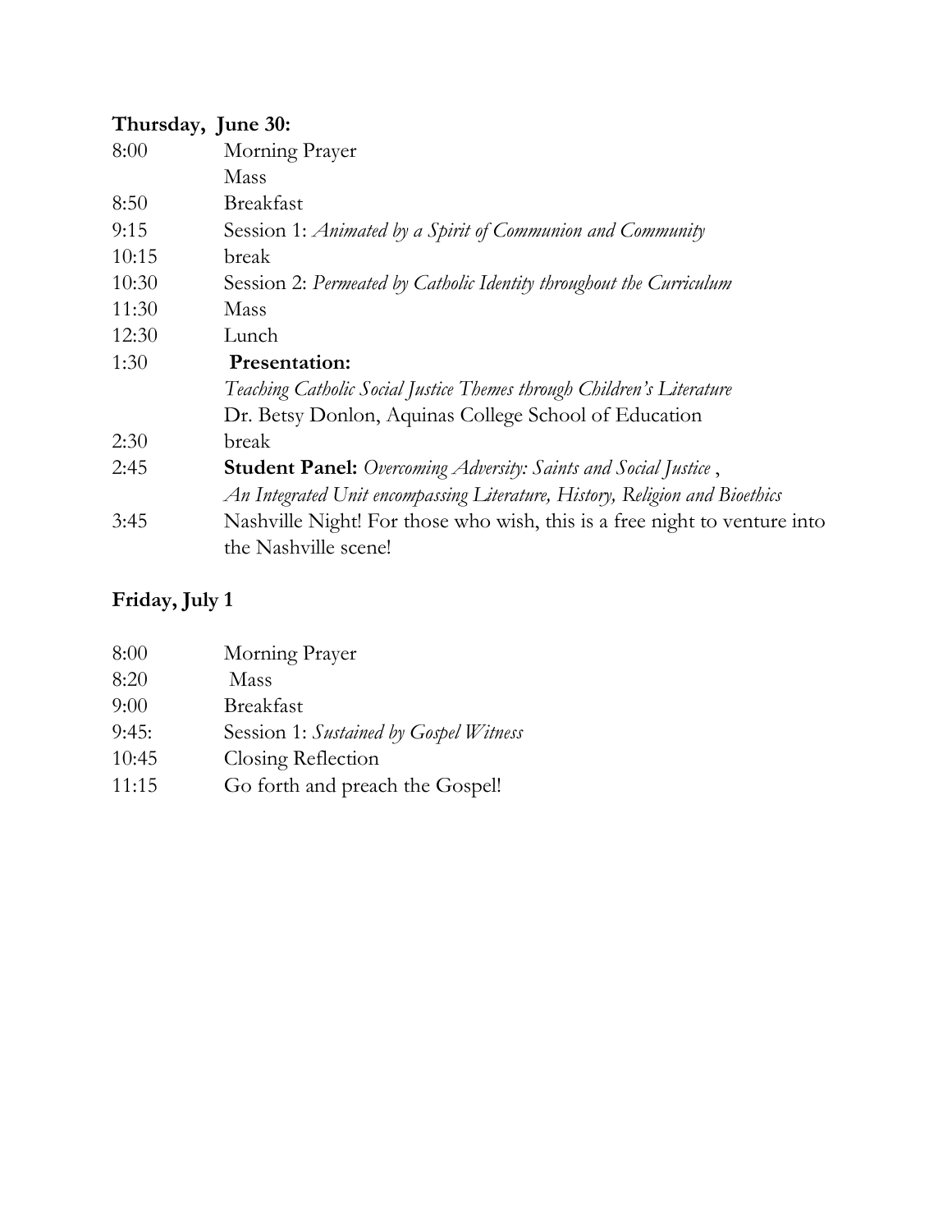**Thursday, June 30:**

| | |
|---|---|
| 8:00 | Morning Prayer |
| | Mass |
| 8:50 | Breakfast |
| 9:15 | Session 1: *Animated by a Spirit of Communion and Community* |
| 10:15 | break |
| 10:30 | Session 2: *Permeated by Catholic Identity throughout the Curriculum* |
| 11:30 | Mass |
| 12:30 | Lunch |
| 1:30 | **Presentation:** |
| | *Teaching Catholic Social Justice Themes through Children's Literature* |
| | Dr. Betsy Donlon, Aquinas College School of Education |
| 2:30 | break |
| 2:45 | **Student Panel:** *Overcoming Adversity: Saints and Social Justice* , |
| | *An Integrated Unit encompassing Literature, History, Religion and Bioethics* |
| 3:45 | Nashville Night! For those who wish, this is a free night to venture into the Nashville scene! |

**Friday, July 1**

| | |
|---|---|
| 8:00 | Morning Prayer |
| 8:20 | Mass |
| 9:00 | Breakfast |
| 9:45: | Session 1: *Sustained by Gospel Witness* |
| 10:45 | Closing Reflection |
| 11:15 | Go forth and preach the Gospel! |